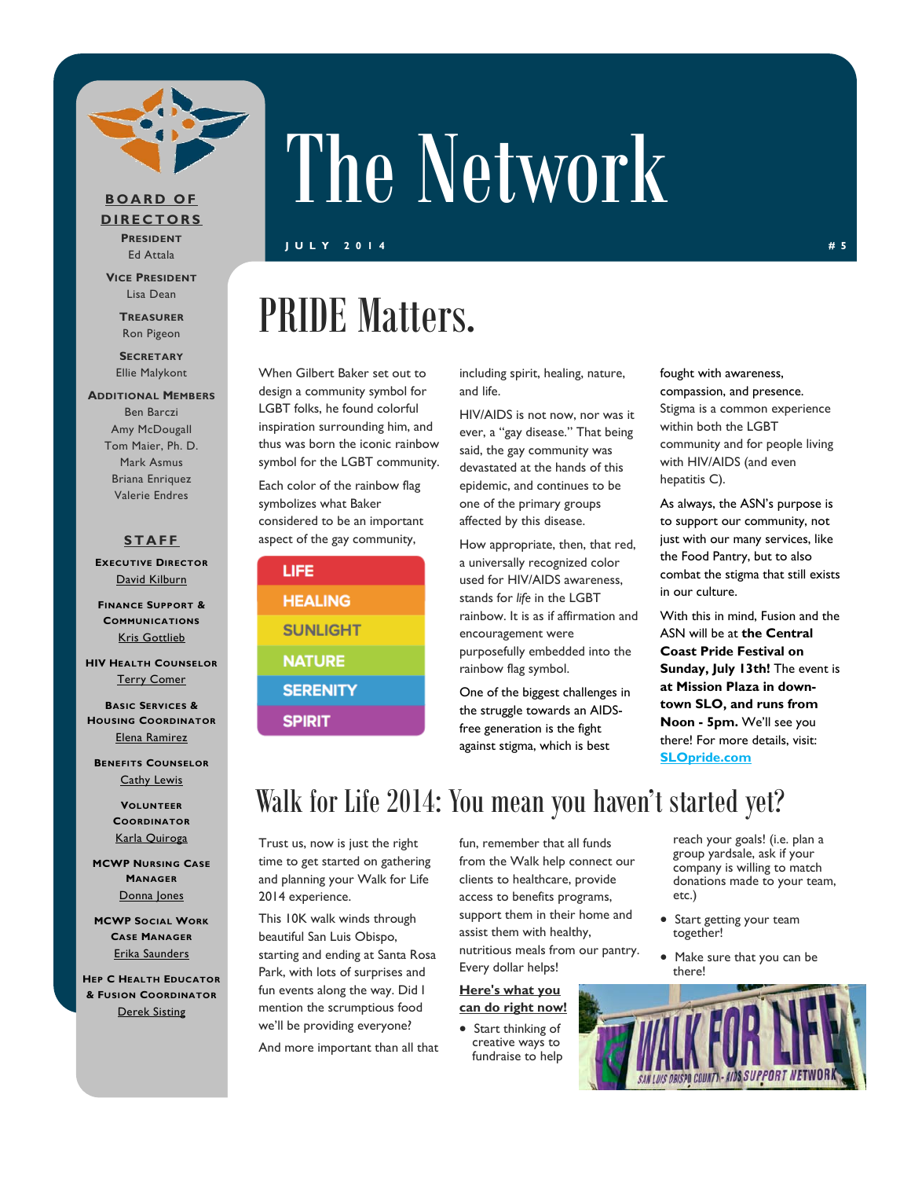# The Network

J U L Y 2 0 1 4 # 5

**BOARD OF DIRECTORS**

**President**
Ed Attala

**Vice President**
Lisa Dean

**Treasurer**
Ron Pigeon

**Secretary**
Ellie Malykont

**Additional Members**
Ben Barczi
Amy McDougall
Tom Maier, Ph. D.
Mark Asmus
Briana Enriquez
Valerie Endres

**STAFF**

**Executive Director**
David Kilburn

**Finance Support & Communications**
Kris Gottlieb

**HIV Health Counselor**
Terry Comer

**Basic Services & Housing Coordinator**
Elena Ramirez

**Benefits Counselor**
Cathy Lewis

**Volunteer Coordinator**
Karla Quiroga

**MCWP Nursing Case Manager**
Donna Jones

**MCWP Social Work Case Manager**
Erika Saunders

**Hep C Health Educator & Fusion Coordinator**
Derek Sisting

## PRIDE Matters.

When Gilbert Baker set out to design a community symbol for LGBT folks, he found colorful inspiration surrounding him, and thus was born the iconic rainbow symbol for the LGBT community.

Each color of the rainbow flag symbolizes what Baker considered to be an important aspect of the gay community,

- LIFE
- HEALING
- SUNLIGHT
- NATURE
- SERENITY
- SPIRIT

including spirit, healing, nature, and life.

HIV/AIDS is not now, nor was it ever, a "gay disease." That being said, the gay community was devastated at the hands of this epidemic, and continues to be one of the primary groups affected by this disease.

How appropriate, then, that red, a universally recognized color used for HIV/AIDS awareness, stands for *life* in the LGBT rainbow. It is as if affirmation and encouragement were purposefully embedded into the rainbow flag symbol.

One of the biggest challenges in the struggle towards an AIDS-free generation is the fight against stigma, which is best fought with awareness, compassion, and presence. Stigma is a common experience within both the LGBT community and for people living with HIV/AIDS (and even hepatitis C).

As always, the ASN's purpose is to support our community, not just with our many services, like the Food Pantry, but to also combat the stigma that still exists in our culture.

With this in mind, Fusion and the ASN will be at **the Central Coast Pride Festival on Sunday, July 13th!** The event is **at Mission Plaza in downtown SLO, and runs from Noon - 5pm.** We'll see you there! For more details, visit: **SLOpride.com**

## Walk for Life 2014: You mean you haven't started yet?

Trust us, now is just the right time to get started on gathering and planning your Walk for Life 2014 experience.

This 10K walk winds through beautiful San Luis Obispo, starting and ending at Santa Rosa Park, with lots of surprises and fun events along the way. Did I mention the scrumptious food we'll be providing everyone?

And more important than all that fun, remember that all funds from the Walk help connect our clients to healthcare, provide access to benefits programs, support them in their home and assist them with healthy, nutritious meals from our pantry. Every dollar helps!

**Here's what you can do right now!**

- Start thinking of creative ways to fundraise to help reach your goals! (i.e. plan a group yardsale, ask if your company is willing to match donations made to your team, etc.)
- Start getting your team together!
- Make sure that you can be there!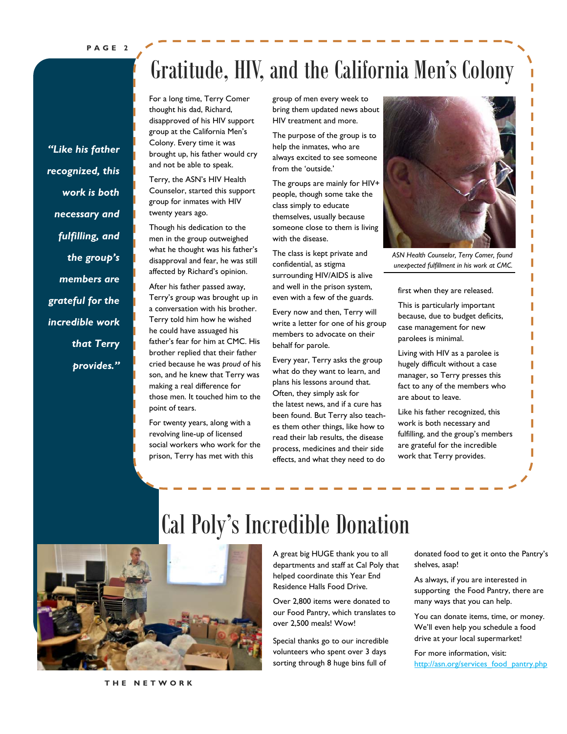# Gratitude, HIV, and the California Men's Colony

*"Like his father recognized, this work is both necessary and fulfilling, and the group's members are grateful for the incredible work that Terry provides."*

For a long time, Terry Comer thought his dad, Richard, disapproved of his HIV support group at the California Men's Colony. Every time it was brought up, his father would cry and not be able to speak.

Terry, the ASN's HIV Health Counselor, started this support group for inmates with HIV twenty years ago.

Though his dedication to the men in the group outweighed what he thought was his father's disapproval and fear, he was still affected by Richard's opinion.

After his father passed away, Terry's group was brought up in a conversation with his brother. Terry told him how he wished he could have assuaged his father's fear for him at CMC. His brother replied that their father cried because he was *proud* of his son, and he knew that Terry was making a real difference for those men. It touched him to the point of tears.

For twenty years, along with a revolving line-up of licensed social workers who work for the prison, Terry has met with this group of men every week to bring them updated news about HIV treatment and more.

The purpose of the group is to help the inmates, who are always excited to see someone from the 'outside.'

The groups are mainly for HIV+ people, though some take the class simply to educate themselves, usually because someone close to them is living with the disease.

The class is kept private and confidential, as stigma surrounding HIV/AIDS is alive and well in the prison system, even with a few of the guards.

Every now and then, Terry will write a letter for one of his group members to advocate on their behalf for parole.

Every year, Terry asks the group what do they want to learn, and plans his lessons around that. Often, they simply ask for the latest news, and if a cure has been found. But Terry also teaches them other things, like how to read their lab results, the disease process, medicines and their side effects, and what they need to do first when they are released.

*ASN Health Counselor, Terry Comer, found unexpected fulfillment in his work at CMC.*

This is particularly important because, due to budget deficits, case management for new parolees is minimal.

Living with HIV as a parolee is hugely difficult without a case manager, so Terry presses this fact to any of the members who are about to leave.

Like his father recognized, this work is both necessary and fulfilling, and the group's members are grateful for the incredible work that Terry provides.

# Cal Poly's Incredible Donation

A great big HUGE thank you to all departments and staff at Cal Poly that helped coordinate this Year End Residence Halls Food Drive.

Over 2,800 items were donated to our Food Pantry, which translates to over 2,500 meals! Wow!

Special thanks go to our incredible volunteers who spent over 3 days sorting through 8 huge bins full of donated food to get it onto the Pantry's shelves, asap!

As always, if you are interested in supporting the Food Pantry, there are many ways that you can help.

You can donate items, time, or money. We'll even help you schedule a food drive at your local supermarket!

For more information, visit: http://asn.org/services_food_pantry.php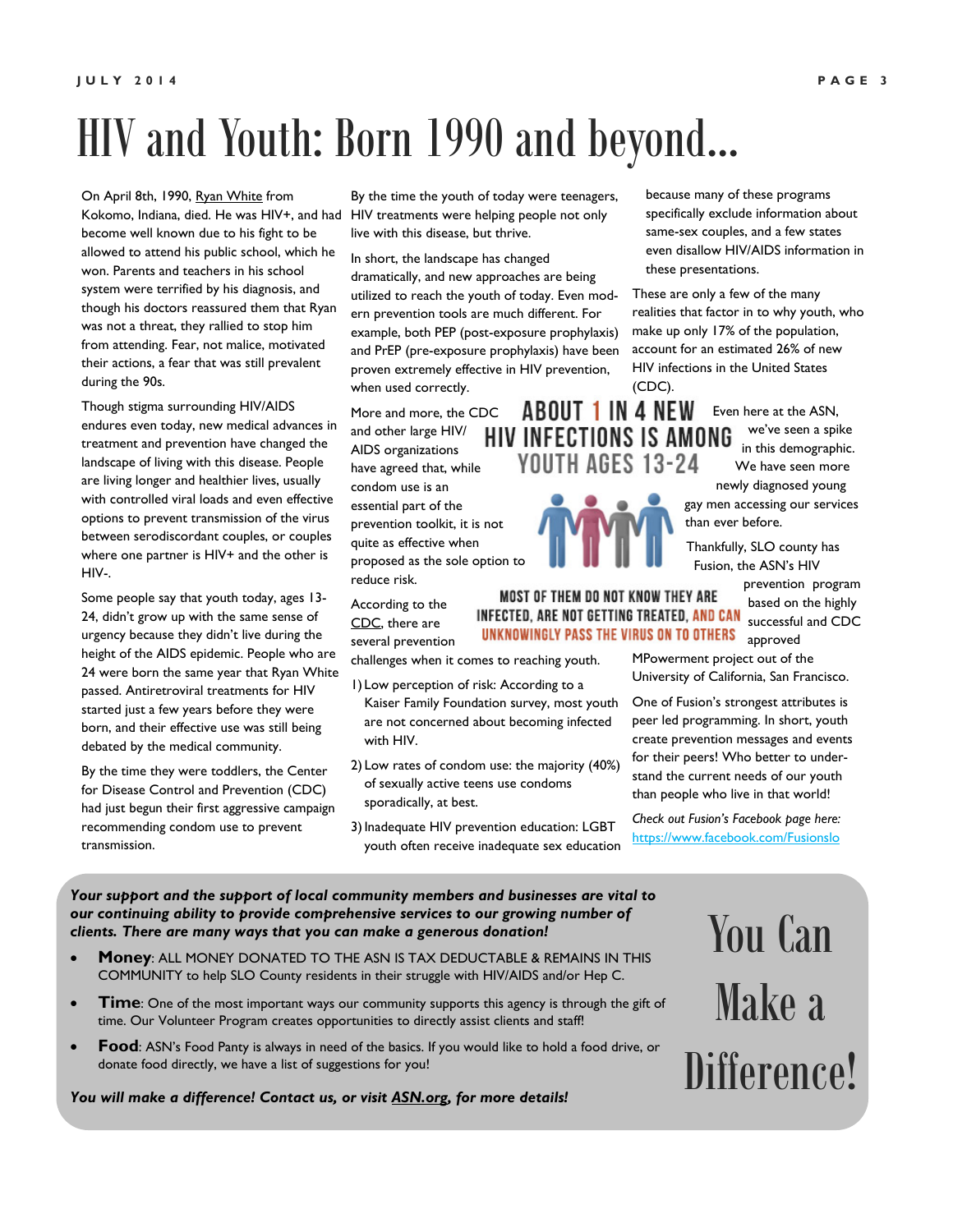# HIV and Youth: Born 1990 and beyond...

On April 8th, 1990, Ryan White from Kokomo, Indiana, died. He was HIV+, and had become well known due to his fight to be allowed to attend his public school, which he won. Parents and teachers in his school system were terrified by his diagnosis, and though his doctors reassured them that Ryan was not a threat, they rallied to stop him from attending. Fear, not malice, motivated their actions, a fear that was still prevalent during the 90s.

Though stigma surrounding HIV/AIDS endures even today, new medical advances in treatment and prevention have changed the landscape of living with this disease. People are living longer and healthier lives, usually with controlled viral loads and even effective options to prevent transmission of the virus between serodiscordant couples, or couples where one partner is HIV+ and the other is HIV-.

Some people say that youth today, ages 13-24, didn't grow up with the same sense of urgency because they didn't live during the height of the AIDS epidemic. People who are 24 were born the same year that Ryan White passed. Antiretroviral treatments for HIV started just a few years before they were born, and their effective use was still being debated by the medical community.

By the time they were toddlers, the Center for Disease Control and Prevention (CDC) had just begun their first aggressive campaign recommending condom use to prevent transmission.

By the time the youth of today were teenagers, HIV treatments were helping people not only live with this disease, but thrive.

In short, the landscape has changed dramatically, and new approaches are being utilized to reach the youth of today. Even modern prevention tools are much different. For example, both PEP (post-exposure prophylaxis) and PrEP (pre-exposure prophylaxis) have been proven extremely effective in HIV prevention, when used correctly.

More and more, the CDC and other large HIV/AIDS organizations have agreed that, while condom use is an essential part of the prevention toolkit, it is not quite as effective when proposed as the sole option to reduce risk.

**ABOUT 1 IN 4 NEW HIV INFECTIONS IS AMONG YOUTH AGES 13-24**

**MOST OF THEM DO NOT KNOW THEY ARE INFECTED, ARE NOT GETTING TREATED, AND CAN UNKNOWINGLY PASS THE VIRUS ON TO OTHERS**

According to the CDC, there are several prevention challenges when it comes to reaching youth.

1) Low perception of risk: According to a Kaiser Family Foundation survey, most youth are not concerned about becoming infected with HIV.
2) Low rates of condom use: the majority (40%) of sexually active teens use condoms sporadically, at best.
3) Inadequate HIV prevention education: LGBT youth often receive inadequate sex education because many of these programs specifically exclude information about same-sex couples, and a few states even disallow HIV/AIDS information in these presentations.

These are only a few of the many realities that factor in to why youth, who make up only 17% of the population, account for an estimated 26% of new HIV infections in the United States (CDC).

Even here at the ASN, we've seen a spike in this demographic. We have seen more newly diagnosed young gay men accessing our services than ever before.

Thankfully, SLO county has Fusion, the ASN's HIV prevention program based on the highly successful and CDC approved MPowerment project out of the University of California, San Francisco.

One of Fusion's strongest attributes is peer led programming. In short, youth create prevention messages and events for their peers! Who better to understand the current needs of our youth than people who live in that world!

*Check out Fusion's Facebook page here:* https://www.facebook.com/Fusionslo

## You Can Make a Difference!

***Your support and the support of local community members and businesses are vital to our continuing ability to provide comprehensive services to our growing number of clients. There are many ways that you can make a generous donation!***

- **Money**: ALL MONEY DONATED TO THE ASN IS TAX DEDUCTABLE & REMAINS IN THIS COMMUNITY to help SLO County residents in their struggle with HIV/AIDS and/or Hep C.
- **Time**: One of the most important ways our community supports this agency is through the gift of time. Our Volunteer Program creates opportunities to directly assist clients and staff!
- **Food**: ASN's Food Panty is always in need of the basics. If you would like to hold a food drive, or donate food directly, we have a list of suggestions for you!

***You will make a difference! Contact us, or visit ASN.org, for more details!***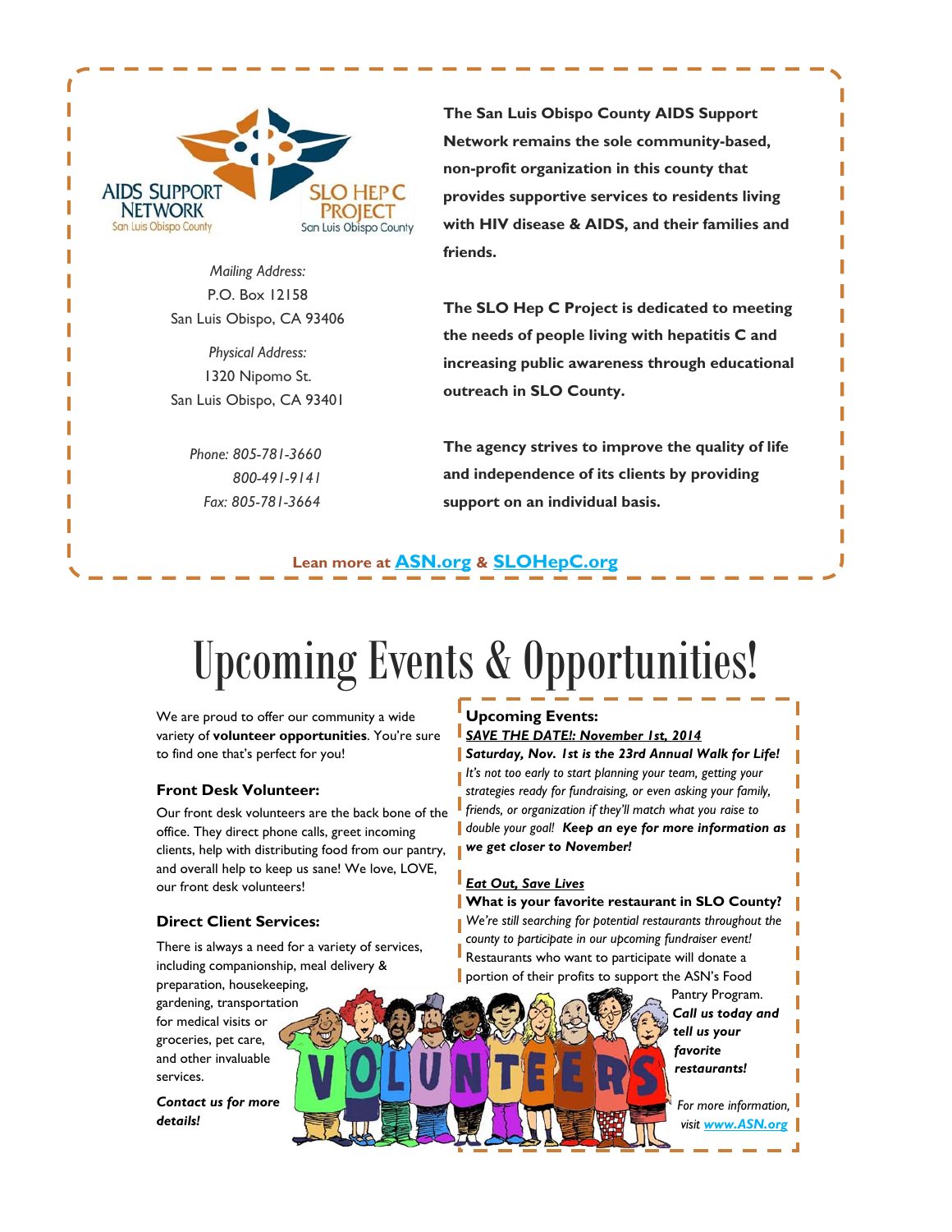AIDS SUPPORT NETWORK
San Luis Obispo County

SLO HEP C PROJECT
San Luis Obispo County

*Mailing Address:*
P.O. Box 12158
San Luis Obispo, CA 93406

*Physical Address:*
1320 Nipomo St.
San Luis Obispo, CA 93401

*Phone: 805-781-3660*
*800-491-9141*
*Fax: 805-781-3664*

**The San Luis Obispo County AIDS Support Network remains the sole community-based, non-profit organization in this county that provides supportive services to residents living with HIV disease & AIDS, and their families and friends.**

**The SLO Hep C Project is dedicated to meeting the needs of people living with hepatitis C and increasing public awareness through educational outreach in SLO County.**

**The agency strives to improve the quality of life and independence of its clients by providing support on an individual basis.**

**Lean more at ASN.org & SLOHepC.org**

# Upcoming Events & Opportunities!

We are proud to offer our community a wide variety of **volunteer opportunities**. You're sure to find one that's perfect for you!

### Front Desk Volunteer:

Our front desk volunteers are the back bone of the office. They direct phone calls, greet incoming clients, help with distributing food from our pantry, and overall help to keep us sane! We love, LOVE, our front desk volunteers!

### Direct Client Services:

There is always a need for a variety of services, including companionship, meal delivery & preparation, housekeeping, gardening, transportation for medical visits or groceries, pet care, and other invaluable services.

***Contact us for more details!***

### Upcoming Events:

***SAVE THE DATE!: November 1st, 2014***

***Saturday, Nov. 1st is the 23rd Annual Walk for Life!*** *It's not too early to start planning your team, getting your strategies ready for fundraising, or even asking your family, friends, or organization if they'll match what you raise to double your goal!* ***Keep an eye for more information as we get closer to November!***

***Eat Out, Save Lives***

**What is your favorite restaurant in SLO County?** *We're still searching for potential restaurants throughout the county to participate in our upcoming fundraiser event!* Restaurants who want to participate will donate a portion of their profits to support the ASN's Food Pantry Program. ***Call us today and tell us your favorite restaurants!***

*For more information, visit* ***www.ASN.org***

VOLUNTEERS